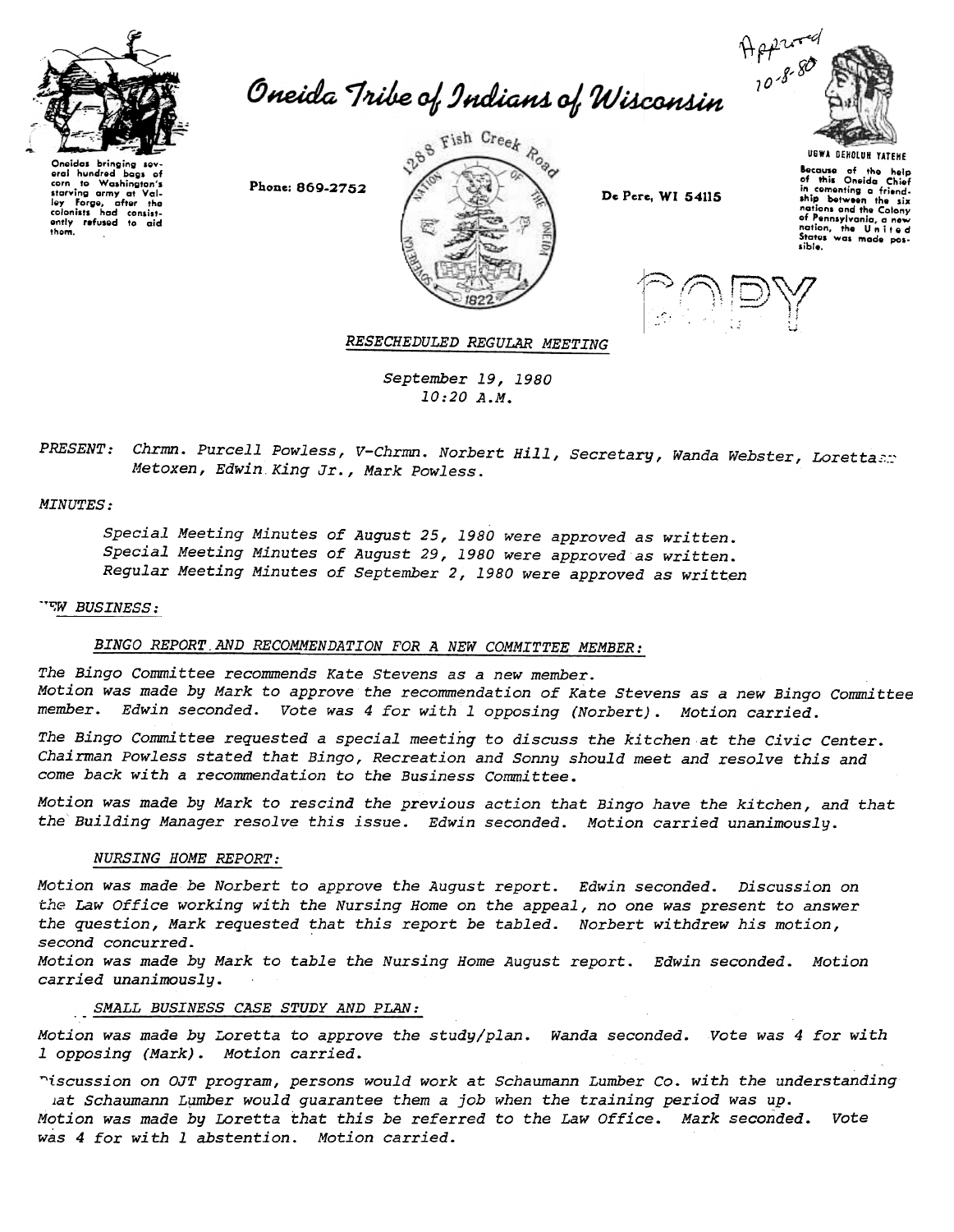Approved 10-8-80

Oneidas bringing several hundred bags of corn to Washington's starving army at Valley Forge, after the colonists had consistently refused to aid them.

# Oneida Tribe of Indians of Wisconsin

Phone: 869-2752

1288 Fish Creek Road

De Pere, WI 54115

UGWA DEHOLUH YATEHE

Because of the help of this Oneida Chief in cementing a friendship between the six nations and the Colony of Pennsylvania, a new nation, the United States was made possible.

COPY

## RESECHEDULED REGULAR MEETING

*September 19, 1980*
*10:20 A.M.*

*PRESENT: Chrmn. Purcell Powless, V-Chrmn. Norbert Hill, Secretary, Wanda Webster, Loretta Metoxen, Edwin King Jr., Mark Powless.*

*MINUTES:*

*Special Meeting Minutes of August 25, 1980 were approved as written.*
*Special Meeting Minutes of August 29, 1980 were approved as written.*
*Regular Meeting Minutes of September 2, 1980 were approved as written*

*NEW BUSINESS:*

*BINGO REPORT AND RECOMMENDATION FOR A NEW COMMITTEE MEMBER:*

*The Bingo Committee recommends Kate Stevens as a new member.*
*Motion was made by Mark to approve the recommendation of Kate Stevens as a new Bingo Committee member. Edwin seconded. Vote was 4 for with 1 opposing (Norbert). Motion carried.*

*The Bingo Committee requested a special meeting to discuss the kitchen at the Civic Center. Chairman Powless stated that Bingo, Recreation and Sonny should meet and resolve this and come back with a recommendation to the Business Committee.*

*Motion was made by Mark to rescind the previous action that Bingo have the kitchen, and that the Building Manager resolve this issue. Edwin seconded. Motion carried unanimously.*

*NURSING HOME REPORT:*

*Motion was made be Norbert to approve the August report. Edwin seconded. Discussion on the Law Office working with the Nursing Home on the appeal, no one was present to answer the question, Mark requested that this report be tabled. Norbert withdrew his motion, second concurred.*
*Motion was made by Mark to table the Nursing Home August report. Edwin seconded. Motion carried unanimously.*

*SMALL BUSINESS CASE STUDY AND PLAN:*

*Motion was made by Loretta to approve the study/plan. Wanda seconded. Vote was 4 for with 1 opposing (Mark). Motion carried.*

*Discussion on OJT program, persons would work at Schaumann Lumber Co. with the understanding that Schaumann Lumber would guarantee them a job when the training period was up.*
*Motion was made by Loretta that this be referred to the Law Office. Mark seconded. Vote was 4 for with 1 abstention. Motion carried.*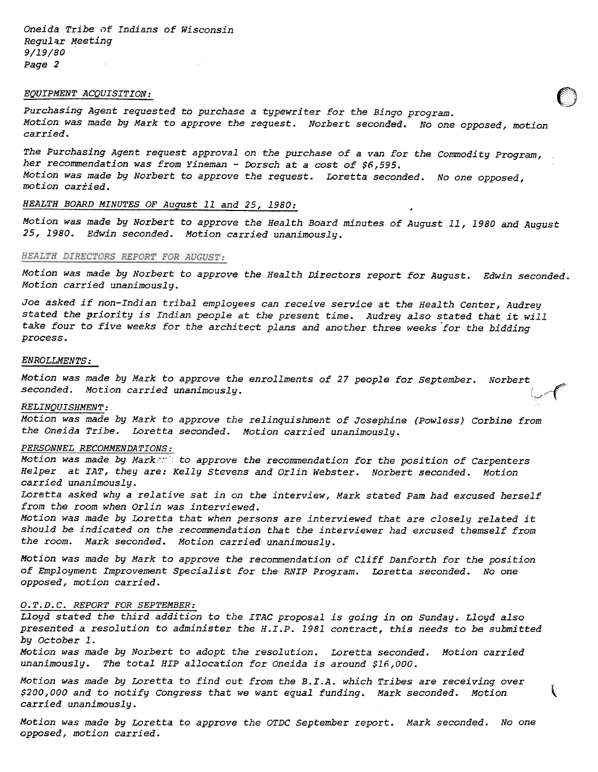*Oneida Tribe of Indians of Wisconsin*
*Regular Meeting*
*9/19/80*
*Page 2*

*EQUIPMENT ACQUISITION:*

*Purchasing Agent requested to purchase a typewriter for the Bingo program.*
*Motion was made by Mark to approve the request. Norbert seconded. No one opposed, motion carried.*

*The Purchasing Agent request approval on the purchase of a van for the Commodity Program, her recommendation was from Yineman - Dorsch at a cost of $6,595.*
*Motion was made by Norbert to approve the request. Loretta seconded. No one opposed, motion carried.*

*HEALTH BOARD MINUTES OF August 11 and 25, 1980:*

*Motion was made by Norbert to approve the Health Board minutes of August 11, 1980 and August 25, 1980. Edwin seconded. Motion carried unanimously.*

*HEALTH DIRECTORS REPORT FOR AUGUST:*

*Motion was made by Norbert to approve the Health Directors report for August. Edwin seconded. Motion carried unanimously.*

*Joe asked if non-Indian tribal employees can receive service at the Health Center, Audrey stated the priority is Indian people at the present time. Audrey also stated that it will take four to five weeks for the architect plans and another three weeks for the bidding process.*

*ENROLLMENTS:*

*Motion was made by Mark to approve the enrollments of 27 people for September. Norbert seconded. Motion carried unanimously.*

*RELINQUISHMENT:*
*Motion was made by Mark to approve the relinquishment of Josephine (Powless) Corbine from the Oneida Tribe. Loretta seconded. Motion carried unanimously.*

*PERSONNEL RECOMMENDATIONS:*
*Motion was made by Mark to approve the recommendation for the position of Carpenters Helper at IAT, they are: Kelly Stevens and Orlin Webster. Norbert seconded. Motion carried unanimously.*
*Loretta asked why a relative sat in on the interview, Mark stated Pam had excused herself from the room when Orlin was interviewed.*
*Motion was made by Loretta that when persons are interviewed that are closely related it should be indicated on the recommendation that the interviewer had excused themself from the room. Mark seconded. Motion carried unanimously.*

*Motion was made by Mark to approve the recommendation of Cliff Danforth for the position of Employment Improvement Specialist for the RNIP Program. Loretta seconded. No one opposed, motion carried.*

*O.T.D.C. REPORT FOR SEPTEMBER:*
*Lloyd stated the third addition to the ITAC proposal is going in on Sunday. Lloyd also presented a resolution to administer the H.I.P. 1981 contract, this needs to be submitted by October 1.*
*Motion was made by Norbert to adopt the resolution. Loretta seconded. Motion carried unanimously. The total HIP allocation for Oneida is around $16,000.*

*Motion was made by Loretta to find out from the B.I.A. which Tribes are receiving over $200,000 and to notify Congress that we want equal funding. Mark seconded. Motion carried unanimously.*

*Motion was made by Loretta to approve the OTDC September report. Mark seconded. No one opposed, motion carried.*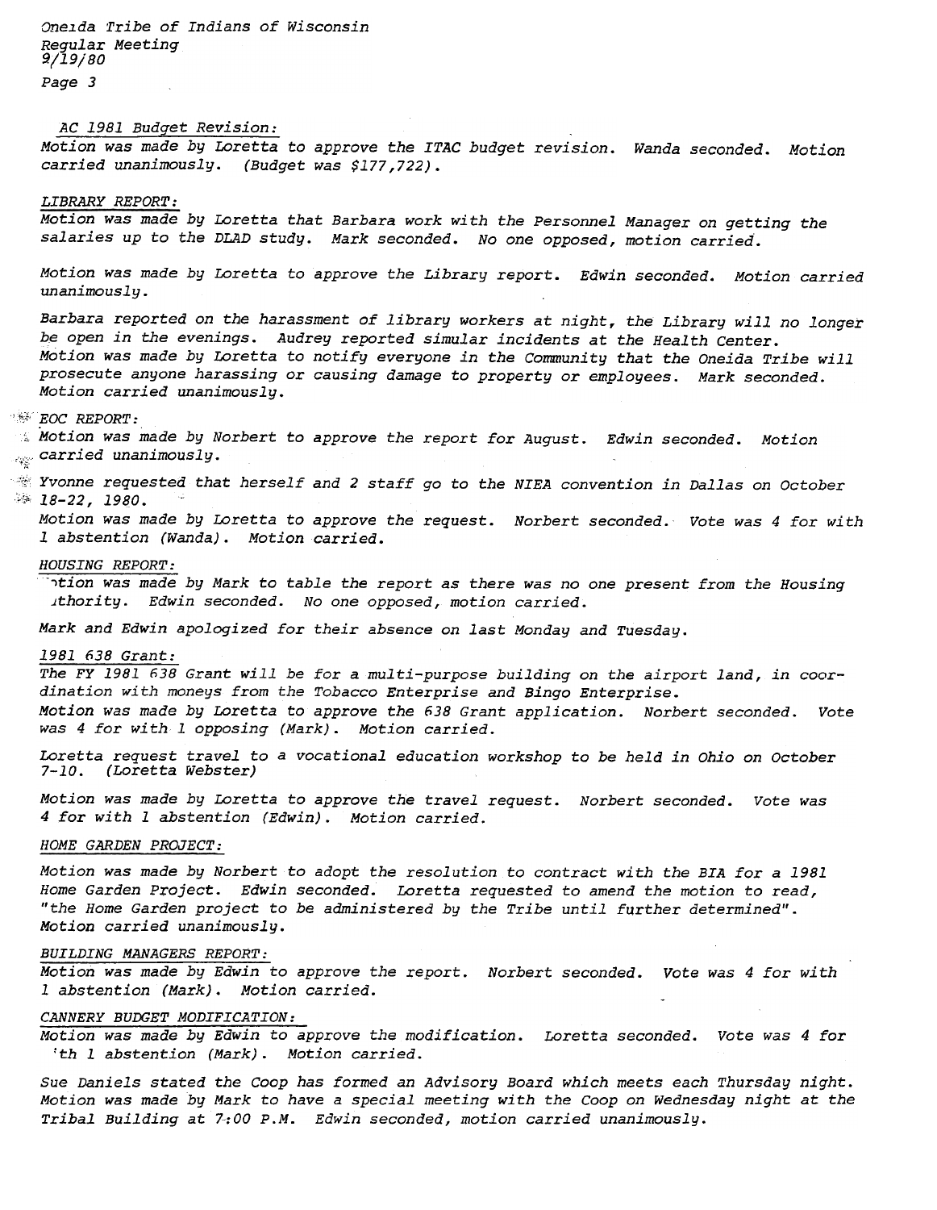*Oneida Tribe of Indians of Wisconsin*
*Regular Meeting*
*9/19/80*

*AC 1981 Budget Revision:*
*Motion was made by Loretta to approve the ITAC budget revision. Wanda seconded. Motion carried unanimously. (Budget was $177,722).*

*LIBRARY REPORT:*
*Motion was made by Loretta that Barbara work with the Personnel Manager on getting the salaries up to the DLAD study. Mark seconded. No one opposed, motion carried.*

*Motion was made by Loretta to approve the Library report. Edwin seconded. Motion carried unanimously.*

*Barbara reported on the harassment of library workers at night, the Library will no longer be open in the evenings. Audrey reported simular incidents at the Health Center. Motion was made by Loretta to notify everyone in the Community that the Oneida Tribe will prosecute anyone harassing or causing damage to property or employees. Mark seconded. Motion carried unanimously.*

*EOC REPORT:*
*Motion was made by Norbert to approve the report for August. Edwin seconded. Motion carried unanimously.*

*Yvonne requested that herself and 2 staff go to the NIEA convention in Dallas on October 18-22, 1980.*
*Motion was made by Loretta to approve the request. Norbert seconded. Vote was 4 for with 1 abstention (Wanda). Motion carried.*

*HOUSING REPORT:*
*Motion was made by Mark to table the report as there was no one present from the Housing Authority. Edwin seconded. No one opposed, motion carried.*

*Mark and Edwin apologized for their absence on last Monday and Tuesday.*

*1981 638 Grant:*
*The FY 1981 638 Grant will be for a multi-purpose building on the airport land, in coordination with moneys from the Tobacco Enterprise and Bingo Enterprise.*
*Motion was made by Loretta to approve the 638 Grant application. Norbert seconded. Vote was 4 for with 1 opposing (Mark). Motion carried.*

*Loretta request travel to a vocational education workshop to be held in Ohio on October 7-10. (Loretta Webster)*

*Motion was made by Loretta to approve the travel request. Norbert seconded. Vote was 4 for with 1 abstention (Edwin). Motion carried.*

*HOME GARDEN PROJECT:*

*Motion was made by Norbert to adopt the resolution to contract with the BIA for a 1981 Home Garden Project. Edwin seconded. Loretta requested to amend the motion to read, "the Home Garden project to be administered by the Tribe until further determined". Motion carried unanimously.*

*BUILDING MANAGERS REPORT:*
*Motion was made by Edwin to approve the report. Norbert seconded. Vote was 4 for with 1 abstention (Mark). Motion carried.*

*CANNERY BUDGET MODIFICATION:*
*Motion was made by Edwin to approve the modification. Loretta seconded. Vote was 4 for with 1 abstention (Mark). Motion carried.*

*Sue Daniels stated the Coop has formed an Advisory Board which meets each Thursday night. Motion was made by Mark to have a special meeting with the Coop on Wednesday night at the Tribal Building at 7:00 P.M. Edwin seconded, motion carried unanimously.*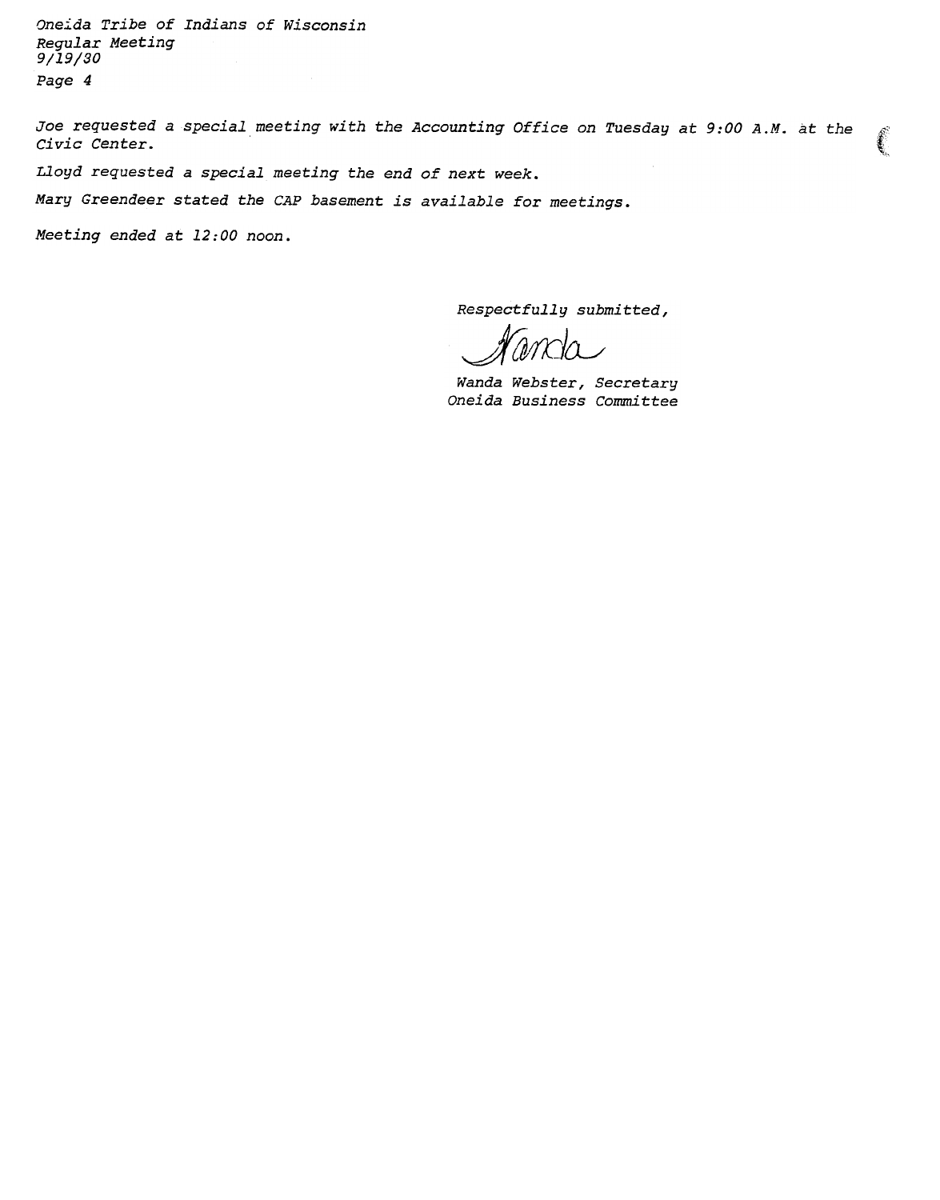Joe requested a special meeting with the Accounting Office on Tuesday at 9:00 A.M. at the Civic Center.

Lloyd requested a special meeting the end of next week.

Mary Greendeer stated the CAP basement is available for meetings.

Meeting ended at 12:00 noon.

Respectfully submitted,

Wanda

Wanda Webster, Secretary
Oneida Business Committee